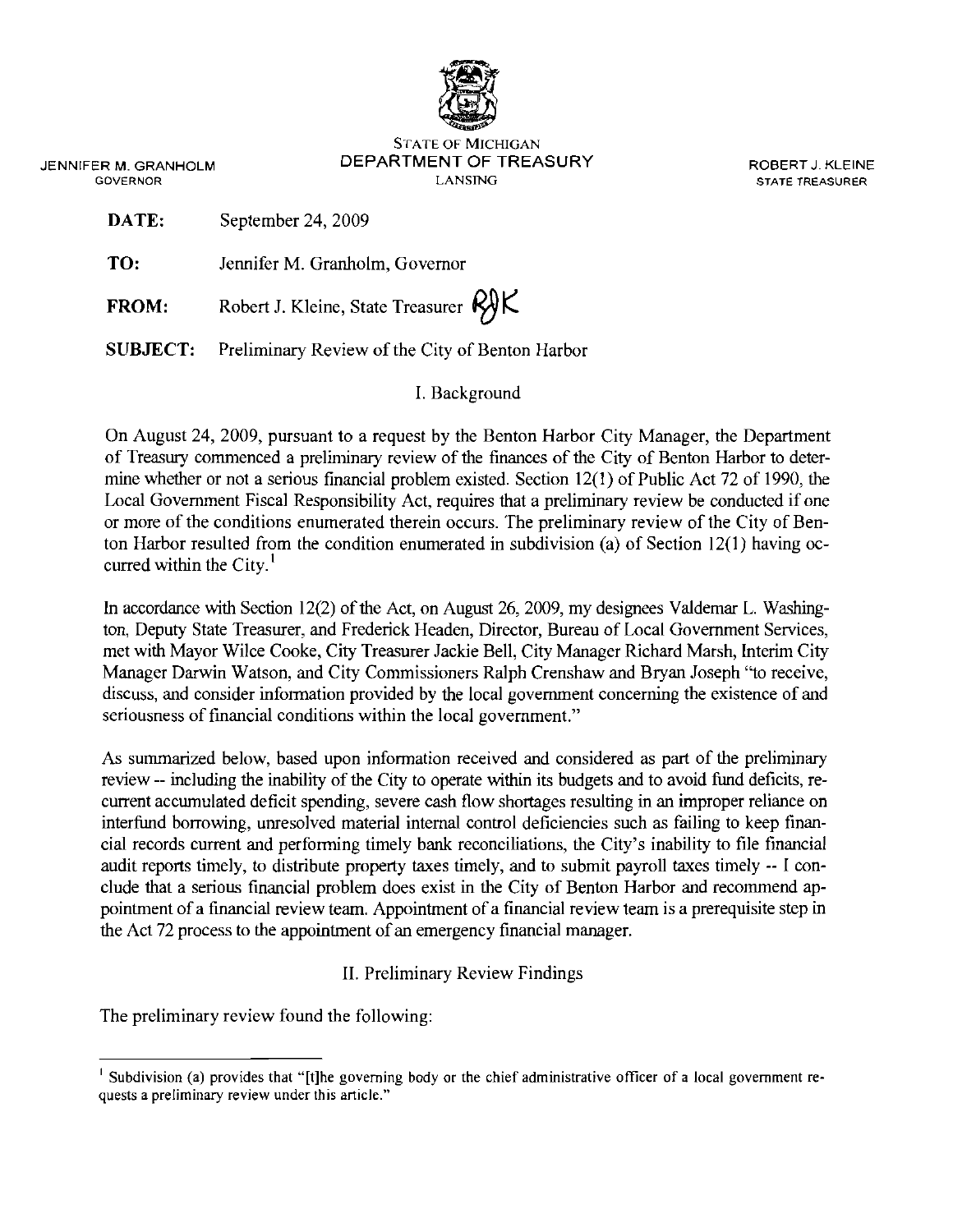STATE OF MICHIGAN
DEPARTMENT OF TREASURY
LANSING

JENNIFER M. GRANHOLM
GOVERNOR

ROBERT J. KLEINE
STATE TREASURER

**DATE:** September 24, 2009

**TO:** Jennifer M. Granholm, Governor

**FROM:** Robert J. Kleine, State Treasurer RJK

**SUBJECT:** Preliminary Review of the City of Benton Harbor

## I. Background

On August 24, 2009, pursuant to a request by the Benton Harbor City Manager, the Department of Treasury commenced a preliminary review of the finances of the City of Benton Harbor to determine whether or not a serious financial problem existed. Section 12(1) of Public Act 72 of 1990, the Local Government Fiscal Responsibility Act, requires that a preliminary review be conducted if one or more of the conditions enumerated therein occurs. The preliminary review of the City of Benton Harbor resulted from the condition enumerated in subdivision (a) of Section 12(1) having occurred within the City.[1]

In accordance with Section 12(2) of the Act, on August 26, 2009, my designees Valdemar L. Washington, Deputy State Treasurer, and Frederick Headen, Director, Bureau of Local Government Services, met with Mayor Wilce Cooke, City Treasurer Jackie Bell, City Manager Richard Marsh, Interim City Manager Darwin Watson, and City Commissioners Ralph Crenshaw and Bryan Joseph "to receive, discuss, and consider information provided by the local government concerning the existence of and seriousness of financial conditions within the local government."

As summarized below, based upon information received and considered as part of the preliminary review -- including the inability of the City to operate within its budgets and to avoid fund deficits, recurrent accumulated deficit spending, severe cash flow shortages resulting in an improper reliance on interfund borrowing, unresolved material internal control deficiencies such as failing to keep financial records current and performing timely bank reconciliations, the City's inability to file financial audit reports timely, to distribute property taxes timely, and to submit payroll taxes timely -- I conclude that a serious financial problem does exist in the City of Benton Harbor and recommend appointment of a financial review team. Appointment of a financial review team is a prerequisite step in the Act 72 process to the appointment of an emergency financial manager.

## II. Preliminary Review Findings

The preliminary review found the following:

---

[1] Subdivision (a) provides that "[t]he governing body or the chief administrative officer of a local government requests a preliminary review under this article."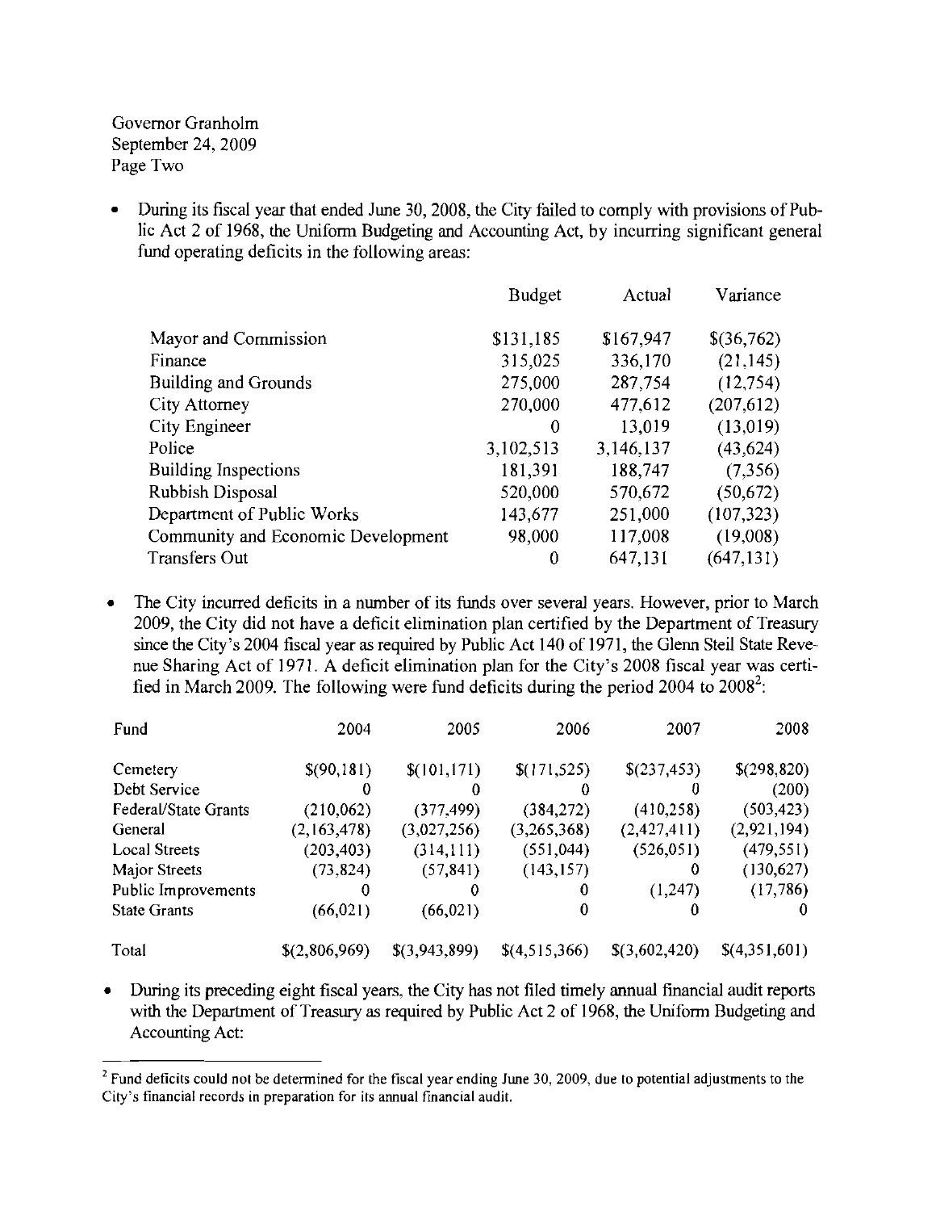Governor Granholm
September 24, 2009
Page Two

- During its fiscal year that ended June 30, 2008, the City failed to comply with provisions of Public Act 2 of 1968, the Uniform Budgeting and Accounting Act, by incurring significant general fund operating deficits in the following areas:

| | Budget | Actual | Variance |
|---|---|---|---|
| Mayor and Commission | $131,185 | $167,947 | $(36,762) |
| Finance | 315,025 | 336,170 | (21,145) |
| Building and Grounds | 275,000 | 287,754 | (12,754) |
| City Attorney | 270,000 | 477,612 | (207,612) |
| City Engineer | 0 | 13,019 | (13,019) |
| Police | 3,102,513 | 3,146,137 | (43,624) |
| Building Inspections | 181,391 | 188,747 | (7,356) |
| Rubbish Disposal | 520,000 | 570,672 | (50,672) |
| Department of Public Works | 143,677 | 251,000 | (107,323) |
| Community and Economic Development | 98,000 | 117,008 | (19,008) |
| Transfers Out | 0 | 647,131 | (647,131) |

- The City incurred deficits in a number of its funds over several years. However, prior to March 2009, the City did not have a deficit elimination plan certified by the Department of Treasury since the City's 2004 fiscal year as required by Public Act 140 of 1971, the Glenn Steil State Revenue Sharing Act of 1971. A deficit elimination plan for the City's 2008 fiscal year was certified in March 2009. The following were fund deficits during the period 2004 to 2008[2]:

| Fund | 2004 | 2005 | 2006 | 2007 | 2008 |
|---|---|---|---|---|---|
| Cemetery | $(90,181) | $(101,171) | $(171,525) | $(237,453) | $(298,820) |
| Debt Service | 0 | 0 | 0 | 0 | (200) |
| Federal/State Grants | (210,062) | (377,499) | (384,272) | (410,258) | (503,423) |
| General | (2,163,478) | (3,027,256) | (3,265,368) | (2,427,411) | (2,921,194) |
| Local Streets | (203,403) | (314,111) | (551,044) | (526,051) | (479,551) |
| Major Streets | (73,824) | (57,841) | (143,157) | 0 | (130,627) |
| Public Improvements | 0 | 0 | 0 | (1,247) | (17,786) |
| State Grants | (66,021) | (66,021) | 0 | 0 | 0 |
| Total | $(2,806,969) | $(3,943,899) | $(4,515,366) | $(3,602,420) | $(4,351,601) |

- During its preceding eight fiscal years, the City has not filed timely annual financial audit reports with the Department of Treasury as required by Public Act 2 of 1968, the Uniform Budgeting and Accounting Act:

---

[2] Fund deficits could not be determined for the fiscal year ending June 30, 2009, due to potential adjustments to the City's financial records in preparation for its annual financial audit.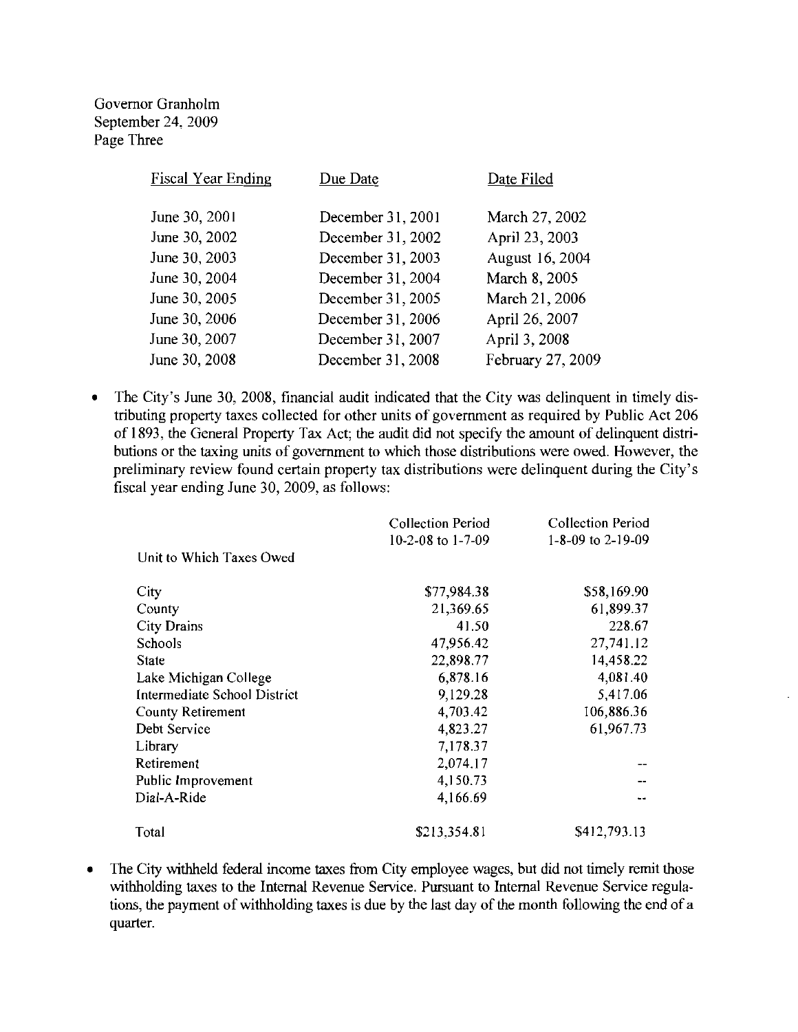| Fiscal Year Ending | Due Date | Date Filed |
|---|---|---|
| June 30, 2001 | December 31, 2001 | March 27, 2002 |
| June 30, 2002 | December 31, 2002 | April 23, 2003 |
| June 30, 2003 | December 31, 2003 | August 16, 2004 |
| June 30, 2004 | December 31, 2004 | March 8, 2005 |
| June 30, 2005 | December 31, 2005 | March 21, 2006 |
| June 30, 2006 | December 31, 2006 | April 26, 2007 |
| June 30, 2007 | December 31, 2007 | April 3, 2008 |
| June 30, 2008 | December 31, 2008 | February 27, 2009 |

- The City's June 30, 2008, financial audit indicated that the City was delinquent in timely distributing property taxes collected for other units of government as required by Public Act 206 of 1893, the General Property Tax Act; the audit did not specify the amount of delinquent distributions or the taxing units of government to which those distributions were owed. However, the preliminary review found certain property tax distributions were delinquent during the City's fiscal year ending June 30, 2009, as follows:

| Unit to Which Taxes Owed | Collection Period 10-2-08 to 1-7-09 | Collection Period 1-8-09 to 2-19-09 |
|---|---|---|
| City | $77,984.38 | $58,169.90 |
| County | 21,369.65 | 61,899.37 |
| City Drains | 41.50 | 228.67 |
| Schools | 47,956.42 | 27,741.12 |
| State | 22,898.77 | 14,458.22 |
| Lake Michigan College | 6,878.16 | 4,081.40 |
| Intermediate School District | 9,129.28 | 5,417.06 |
| County Retirement | 4,703.42 | 106,886.36 |
| Debt Service | 4,823.27 | 61,967.73 |
| Library | 7,178.37 | |
| Retirement | 2,074.17 | -- |
| Public Improvement | 4,150.73 | -- |
| Dial-A-Ride | 4,166.69 | -- |
| Total | $213,354.81 | $412,793.13 |

- The City withheld federal income taxes from City employee wages, but did not timely remit those withholding taxes to the Internal Revenue Service. Pursuant to Internal Revenue Service regulations, the payment of withholding taxes is due by the last day of the month following the end of a quarter.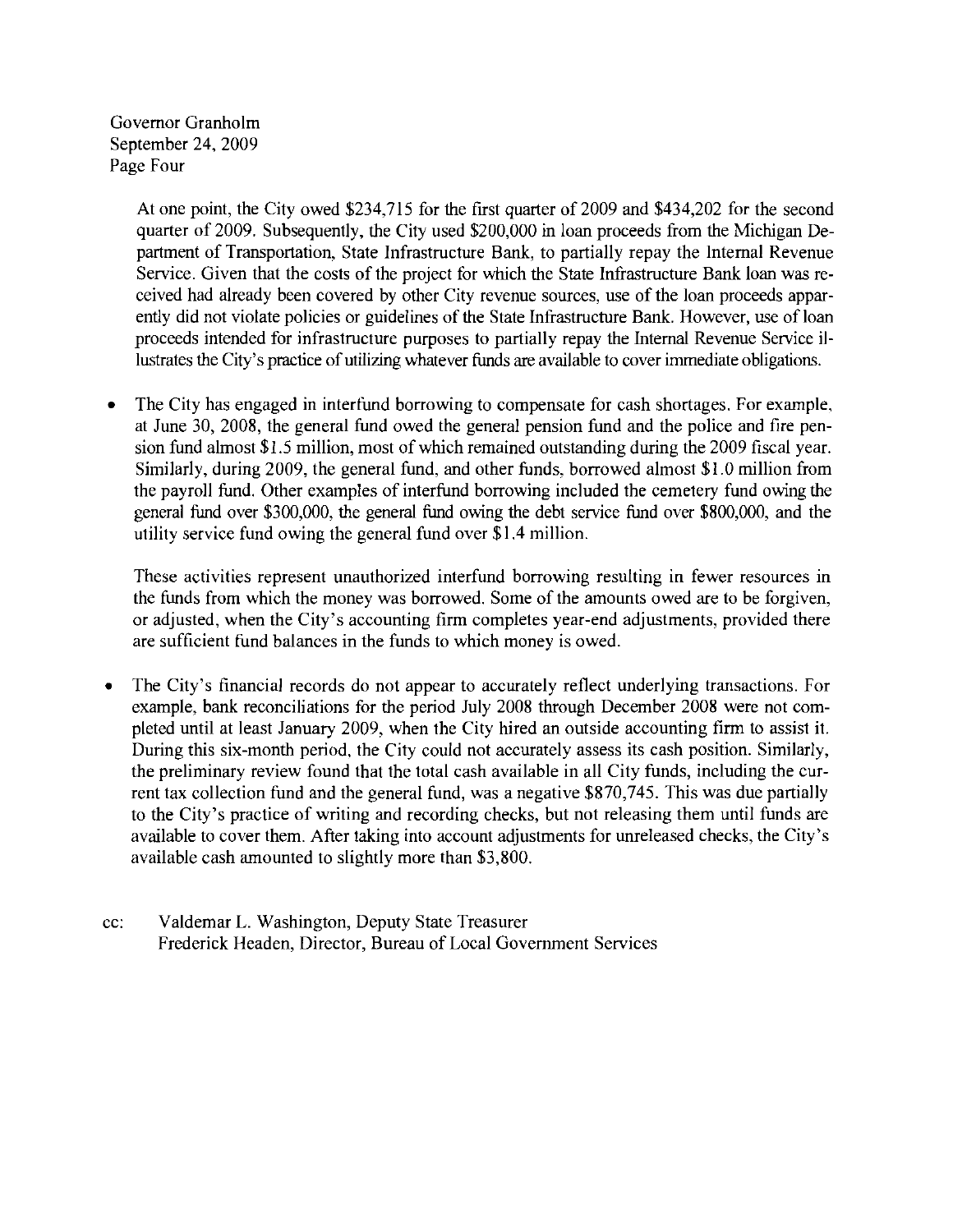Governor Granholm
September 24, 2009
Page Four

At one point, the City owed $234,715 for the first quarter of 2009 and $434,202 for the second quarter of 2009. Subsequently, the City used $200,000 in loan proceeds from the Michigan Department of Transportation, State Infrastructure Bank, to partially repay the Internal Revenue Service. Given that the costs of the project for which the State Infrastructure Bank loan was received had already been covered by other City revenue sources, use of the loan proceeds apparently did not violate policies or guidelines of the State Infrastructure Bank. However, use of loan proceeds intended for infrastructure purposes to partially repay the Internal Revenue Service illustrates the City's practice of utilizing whatever funds are available to cover immediate obligations.

- The City has engaged in interfund borrowing to compensate for cash shortages. For example, at June 30, 2008, the general fund owed the general pension fund and the police and fire pension fund almost $1.5 million, most of which remained outstanding during the 2009 fiscal year. Similarly, during 2009, the general fund, and other funds, borrowed almost $1.0 million from the payroll fund. Other examples of interfund borrowing included the cemetery fund owing the general fund over $300,000, the general fund owing the debt service fund over $800,000, and the utility service fund owing the general fund over $1.4 million.

  These activities represent unauthorized interfund borrowing resulting in fewer resources in the funds from which the money was borrowed. Some of the amounts owed are to be forgiven, or adjusted, when the City's accounting firm completes year-end adjustments, provided there are sufficient fund balances in the funds to which money is owed.

- The City's financial records do not appear to accurately reflect underlying transactions. For example, bank reconciliations for the period July 2008 through December 2008 were not completed until at least January 2009, when the City hired an outside accounting firm to assist it. During this six-month period, the City could not accurately assess its cash position. Similarly, the preliminary review found that the total cash available in all City funds, including the current tax collection fund and the general fund, was a negative $870,745. This was due partially to the City's practice of writing and recording checks, but not releasing them until funds are available to cover them. After taking into account adjustments for unreleased checks, the City's available cash amounted to slightly more than $3,800.

cc: Valdemar L. Washington, Deputy State Treasurer
Frederick Headen, Director, Bureau of Local Government Services